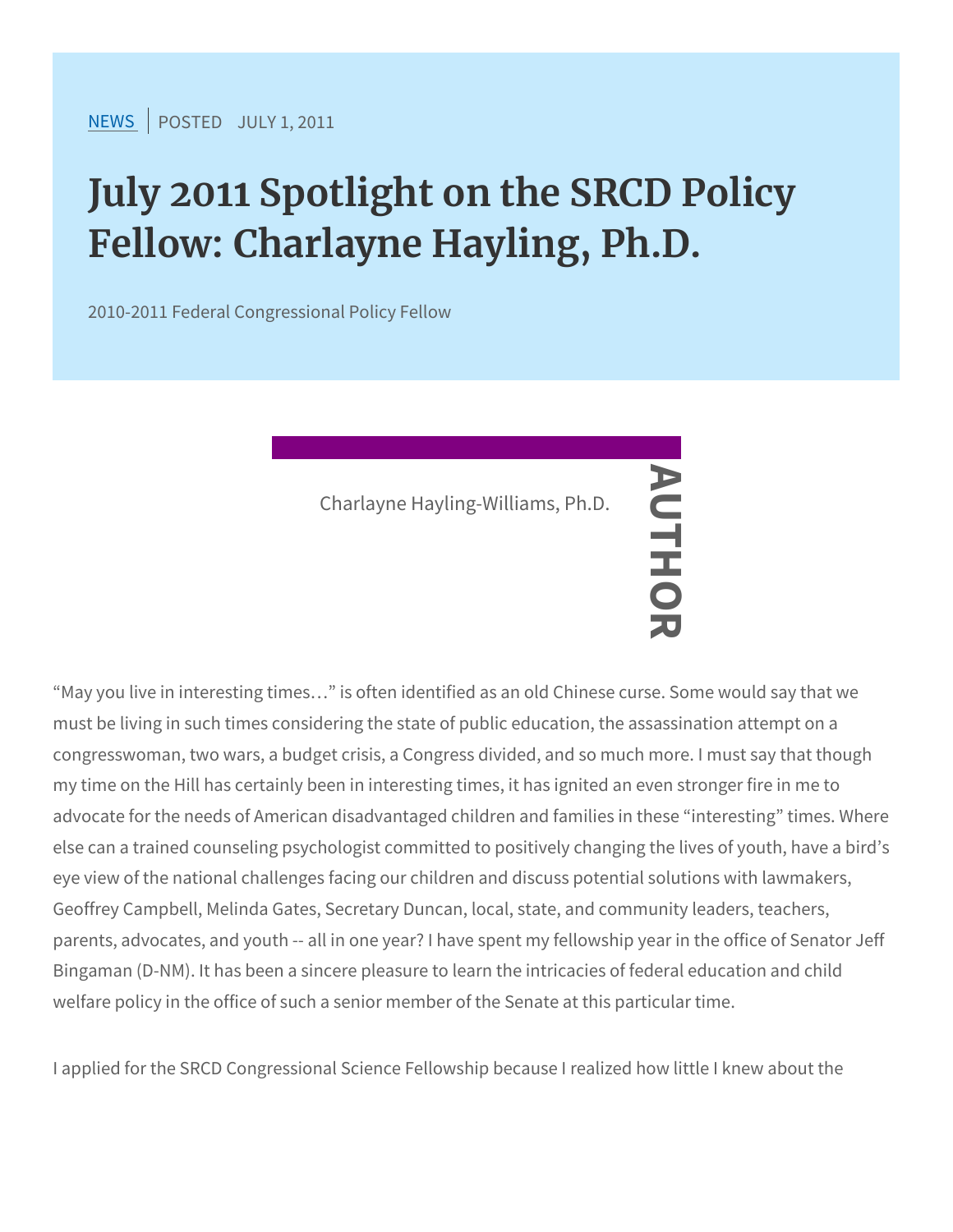NEWS | POSTED JULY 1, 2011

# July 2011 Spotlight on the SRCD Policy Fellow: Charlayne Hayling, Ph.D.

2010-2011 Federal Congressional Policy Fellow

AUTHOR

Charlayne Hayling-Williams, Ph.D.

"May you live in interesting times…" is often identified as an old Chinese curse. Some would say that we must be living in such times considering the state of public education, the assassination attempt on a congresswoman, two wars, a budget crisis, a Congress divided, and so much more. I must say that though my time on the Hill has certainly been in interesting times, it has ignited an even stronger fire in me to advocate for the needs of American disadvantaged children and families in these "interesting" times. Where else can a trained counseling psychologist committed to positively changing the lives of youth, have a bird's eye view of the national challenges facing our children and discuss potential solutions with lawmakers, Geoffrey Campbell, Melinda Gates, Secretary Duncan, local, state, and community leaders, teachers, parents, advocates, and youth -- all in one year? I have spent my fellowship year in the office of Senator Jeff Bingaman (D-NM). It has been a sincere pleasure to learn the intricacies of federal education and child welfare policy in the office of such a senior member of the Senate at this particular time.

I applied for the SRCD Congressional Science Fellowship because I realized how little I knew about the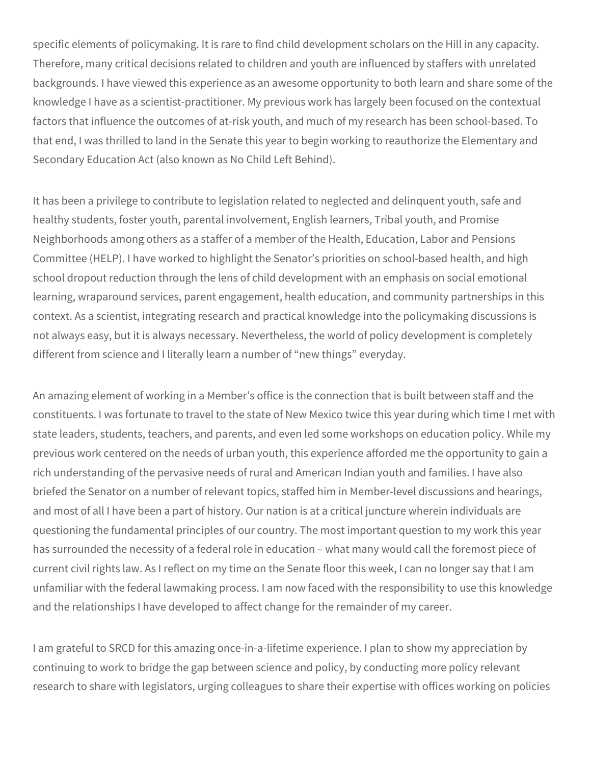specific elements of policymaking. It is rare to find child development scholars on the Hill in any capacity. Therefore, many critical decisions related to children and youth are influenced by staffers with unrelated backgrounds. I have viewed this experience as an awesome opportunity to both learn and share some of the knowledge I have as a scientist-practitioner. My previous work has largely been focused on the contextual factors that influence the outcomes of at-risk youth, and much of my research has been school-based. To that end, I was thrilled to land in the Senate this year to begin working to reauthorize the Elementary and Secondary Education Act (also known as No Child Left Behind).

It has been a privilege to contribute to legislation related to neglected and delinquent youth, safe and healthy students, foster youth, parental involvement, English learners, Tribal youth, and Promise Neighborhoods among others as a staffer of a member of the Health, Education, Labor and Pensions Committee (HELP). I have worked to highlight the Senator's priorities on school-based health, and high school dropout reduction through the lens of child development with an emphasis on social emotional learning, wraparound services, parent engagement, health education, and community partnerships in this context. As a scientist, integrating research and practical knowledge into the policymaking discussions is not always easy, but it is always necessary. Nevertheless, the world of policy development is completely different from science and I literally learn a number of "new things" everyday.

An amazing element of working in a Member's office is the connection that is built between staff and the constituents. I was fortunate to travel to the state of New Mexico twice this year during which time I met with state leaders, students, teachers, and parents, and even led some workshops on education policy. While my previous work centered on the needs of urban youth, this experience afforded me the opportunity to gain a rich understanding of the pervasive needs of rural and American Indian youth and families. I have also briefed the Senator on a number of relevant topics, staffed him in Member-level discussions and hearings, and most of all I have been a part of history. Our nation is at a critical juncture wherein individuals are questioning the fundamental principles of our country. The most important question to my work this year has surrounded the necessity of a federal role in education – what many would call the foremost piece of current civil rights law. As I reflect on my time on the Senate floor this week, I can no longer say that I am unfamiliar with the federal lawmaking process. I am now faced with the responsibility to use this knowledge and the relationships I have developed to affect change for the remainder of my career.

I am grateful to SRCD for this amazing once-in-a-lifetime experience. I plan to show my appreciation by continuing to work to bridge the gap between science and policy, by conducting more policy relevant research to share with legislators, urging colleagues to share their expertise with offices working on policies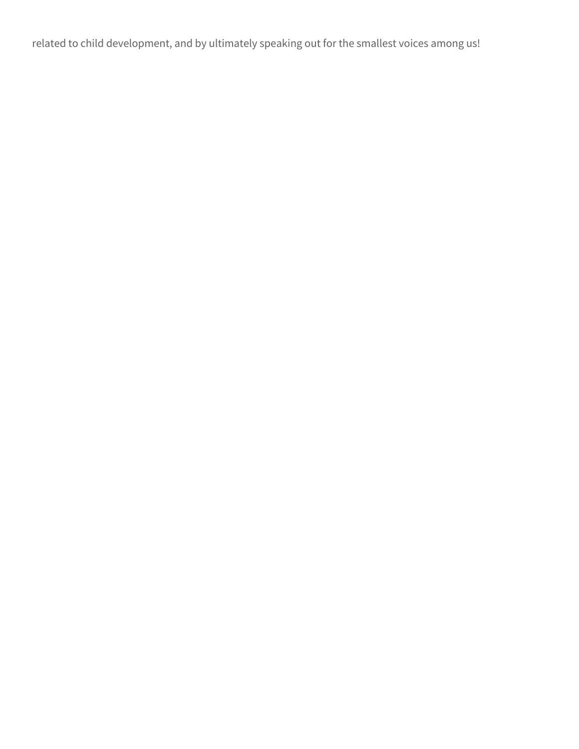related to child development, and by ultimately speaking out for the smallest voices among us!